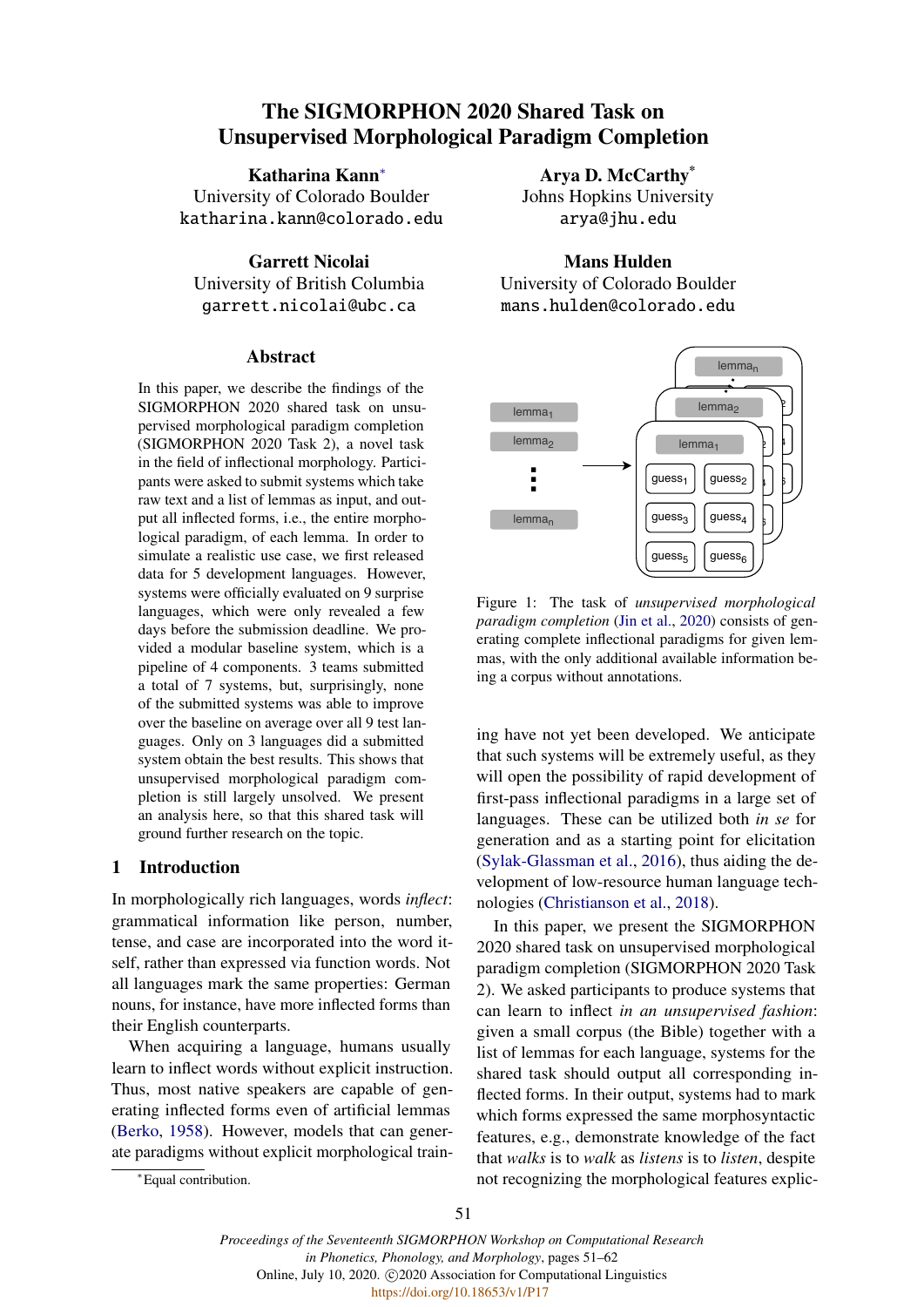# The SIGMORPHON 2020 Shared Task on Unsupervised Morphological Paradigm Completion

**Katharina Kann**[*]
University of Colorado Boulder
katharina.kann@colorado.edu

**Arya D. McCarthy**[*]
Johns Hopkins University
arya@jhu.edu

**Garrett Nicolai**
University of British Columbia
garrett.nicolai@ubc.ca

**Mans Hulden**
University of Colorado Boulder
mans.hulden@colorado.edu

## Abstract

In this paper, we describe the findings of the SIGMORPHON 2020 shared task on unsupervised morphological paradigm completion (SIGMORPHON 2020 Task 2), a novel task in the field of inflectional morphology. Participants were asked to submit systems which take raw text and a list of lemmas as input, and output all inflected forms, i.e., the entire morphological paradigm, of each lemma. In order to simulate a realistic use case, we first released data for 5 development languages. However, systems were officially evaluated on 9 surprise languages, which were only revealed a few days before the submission deadline. We provided a modular baseline system, which is a pipeline of 4 components. 3 teams submitted a total of 7 systems, but, surprisingly, none of the submitted systems was able to improve over the baseline on average over all 9 test languages. Only on 3 languages did a submitted system obtain the best results. This shows that unsupervised morphological paradigm completion is still largely unsolved. We present an analysis here, so that this shared task will ground further research on the topic.

Figure 1: The task of *unsupervised morphological paradigm completion* (Jin et al., 2020) consists of generating complete inflectional paradigms for given lemmas, with the only additional available information being a corpus without annotations.

## 1 Introduction

In morphologically rich languages, words *inflect*: grammatical information like person, number, tense, and case are incorporated into the word itself, rather than expressed via function words. Not all languages mark the same properties: German nouns, for instance, have more inflected forms than their English counterparts.

When acquiring a language, humans usually learn to inflect words without explicit instruction. Thus, most native speakers are capable of generating inflected forms even of artificial lemmas (Berko, 1958). However, models that can generate paradigms without explicit morphological training have not yet been developed. We anticipate that such systems will be extremely useful, as they will open the possibility of rapid development of first-pass inflectional paradigms in a large set of languages. These can be utilized both *in se* for generation and as a starting point for elicitation (Sylak-Glassman et al., 2016), thus aiding the development of low-resource human language technologies (Christianson et al., 2018).

In this paper, we present the SIGMORPHON 2020 shared task on unsupervised morphological paradigm completion (SIGMORPHON 2020 Task 2). We asked participants to produce systems that can learn to inflect *in an unsupervised fashion*: given a small corpus (the Bible) together with a list of lemmas for each language, systems for the shared task should output all corresponding inflected forms. In their output, systems had to mark which forms expressed the same morphosyntactic features, e.g., demonstrate knowledge of the fact that *walks* is to *walk* as *listens* is to *listen*, despite not recognizing the morphological features explic-

[*]Equal contribution.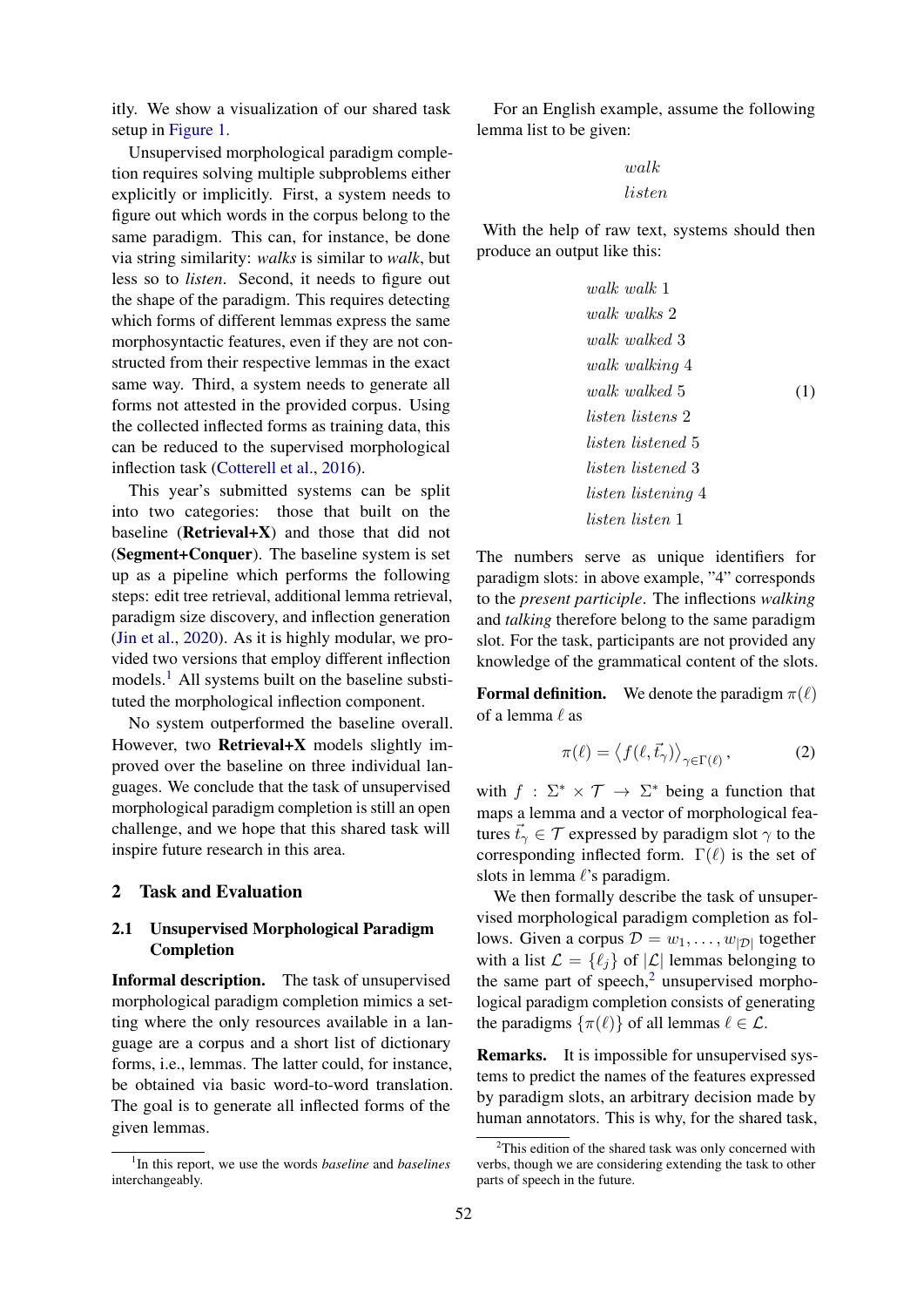itly. We show a visualization of our shared task setup in Figure 1.

Unsupervised morphological paradigm completion requires solving multiple subproblems either explicitly or implicitly. First, a system needs to figure out which words in the corpus belong to the same paradigm. This can, for instance, be done via string similarity: *walks* is similar to *walk*, but less so to *listen*. Second, it needs to figure out the shape of the paradigm. This requires detecting which forms of different lemmas express the same morphosyntactic features, even if they are not constructed from their respective lemmas in the exact same way. Third, a system needs to generate all forms not attested in the provided corpus. Using the collected inflected forms as training data, this can be reduced to the supervised morphological inflection task (Cotterell et al., 2016).

This year's submitted systems can be split into two categories: those that built on the baseline (**Retrieval+X**) and those that did not (**Segment+Conquer**). The baseline system is set up as a pipeline which performs the following steps: edit tree retrieval, additional lemma retrieval, paradigm size discovery, and inflection generation (Jin et al., 2020). As it is highly modular, we provided two versions that employ different inflection models.[1] All systems built on the baseline substituted the morphological inflection component.

No system outperformed the baseline overall. However, two **Retrieval+X** models slightly improved over the baseline on three individual languages. We conclude that the task of unsupervised morphological paradigm completion is still an open challenge, and we hope that this shared task will inspire future research in this area.

## 2 Task and Evaluation

### 2.1 Unsupervised Morphological Paradigm Completion

**Informal description.** The task of unsupervised morphological paradigm completion mimics a setting where the only resources available in a language are a corpus and a short list of dictionary forms, i.e., lemmas. The latter could, for instance, be obtained via basic word-to-word translation. The goal is to generate all inflected forms of the given lemmas.

For an English example, assume the following lemma list to be given:

$$walk$$
$$listen$$

With the help of raw text, systems should then produce an output like this:

$$\begin{array}{l} walk\ walk\ 1 \\ walk\ walks\ 2 \\ walk\ walked\ 3 \\ walk\ walking\ 4 \\ walk\ walked\ 5 \\ listen\ listens\ 2 \\ listen\ listened\ 5 \\ listen\ listened\ 3 \\ listen\ listening\ 4 \\ listen\ listen\ 1 \end{array} \tag{1}$$

The numbers serve as unique identifiers for paradigm slots: in above example, "4" corresponds to the *present participle*. The inflections *walking* and *talking* therefore belong to the same paradigm slot. For the task, participants are not provided any knowledge of the grammatical content of the slots.

**Formal definition.** We denote the paradigm $\pi(\ell)$ of a lemma $\ell$ as

$$\pi(\ell) = \left\langle f(\ell, \vec{t}_\gamma) \right\rangle_{\gamma \in \Gamma(\ell)}, \tag{2}$$

with $f : \Sigma^* \times \mathcal{T} \rightarrow \Sigma^*$ being a function that maps a lemma and a vector of morphological features $\vec{t}_\gamma \in \mathcal{T}$ expressed by paradigm slot $\gamma$ to the corresponding inflected form. $\Gamma(\ell)$ is the set of slots in lemma $\ell$'s paradigm.

We then formally describe the task of unsupervised morphological paradigm completion as follows. Given a corpus $\mathcal{D} = w_1, \ldots, w_{|\mathcal{D}|}$ together with a list $\mathcal{L} = \{\ell_j\}$ of $|\mathcal{L}|$ lemmas belonging to the same part of speech,[2] unsupervised morphological paradigm completion consists of generating the paradigms $\{\pi(\ell)\}$ of all lemmas $\ell \in \mathcal{L}$.

**Remarks.** It is impossible for unsupervised systems to predict the names of the features expressed by paradigm slots, an arbitrary decision made by human annotators. This is why, for the shared task,

[1] In this report, we use the words *baseline* and *baselines* interchangeably.

[2] This edition of the shared task was only concerned with verbs, though we are considering extending the task to other parts of speech in the future.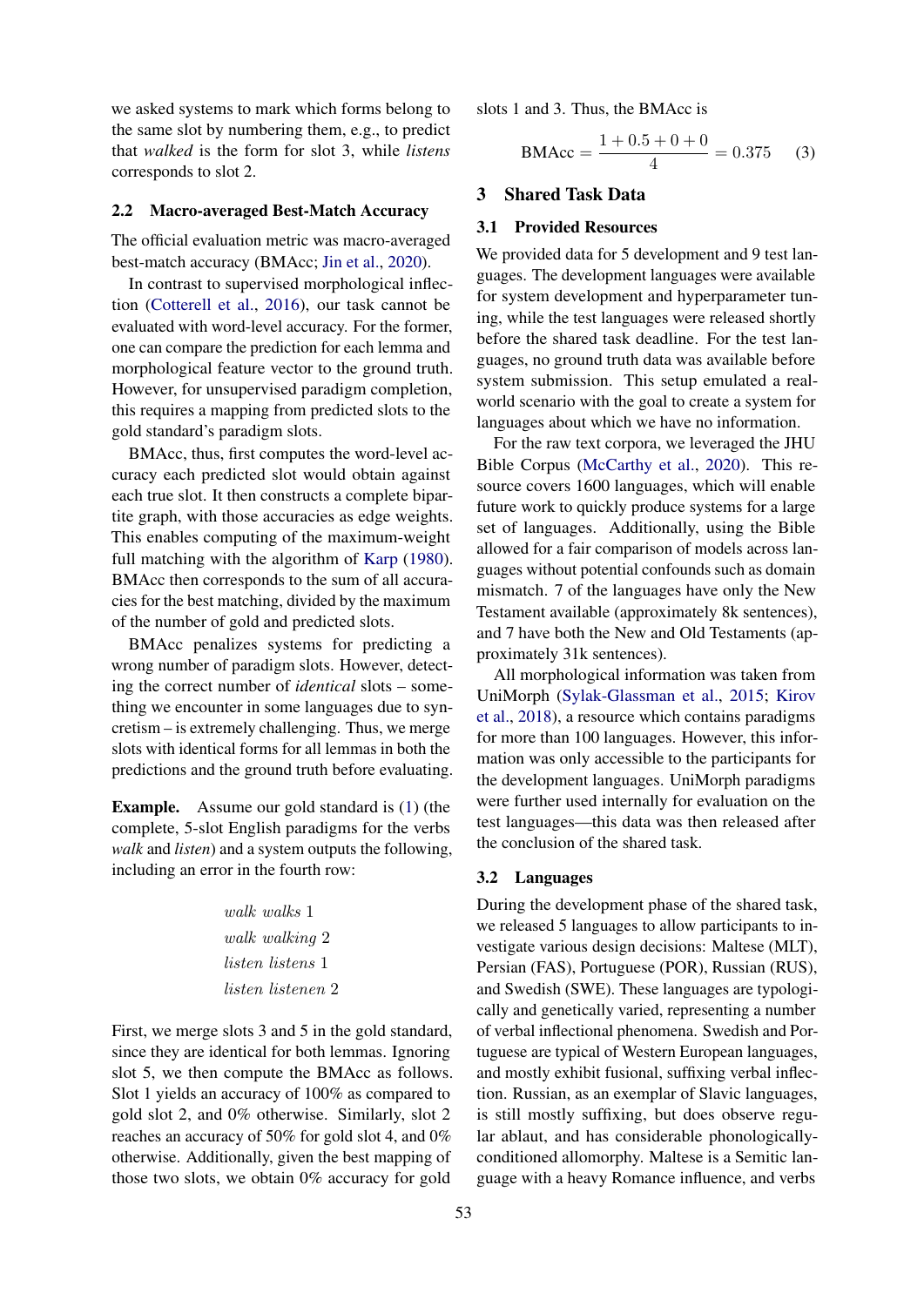we asked systems to mark which forms belong to the same slot by numbering them, e.g., to predict that *walked* is the form for slot 3, while *listens* corresponds to slot 2.

### 2.2 Macro-averaged Best-Match Accuracy

The official evaluation metric was macro-averaged best-match accuracy (BMAcc; Jin et al., 2020).

In contrast to supervised morphological inflection (Cotterell et al., 2016), our task cannot be evaluated with word-level accuracy. For the former, one can compare the prediction for each lemma and morphological feature vector to the ground truth. However, for unsupervised paradigm completion, this requires a mapping from predicted slots to the gold standard's paradigm slots.

BMAcc, thus, first computes the word-level accuracy each predicted slot would obtain against each true slot. It then constructs a complete bipartite graph, with those accuracies as edge weights. This enables computing of the maximum-weight full matching with the algorithm of Karp (1980). BMAcc then corresponds to the sum of all accuracies for the best matching, divided by the maximum of the number of gold and predicted slots.

BMAcc penalizes systems for predicting a wrong number of paradigm slots. However, detecting the correct number of *identical* slots – something we encounter in some languages due to syncretism – is extremely challenging. Thus, we merge slots with identical forms for all lemmas in both the predictions and the ground truth before evaluating.

**Example.** Assume our gold standard is (1) (the complete, 5-slot English paradigms for the verbs *walk* and *listen*) and a system outputs the following, including an error in the fourth row:

*walk walks* 1
*walk walking* 2
*listen listens* 1
*listen listenen* 2

First, we merge slots 3 and 5 in the gold standard, since they are identical for both lemmas. Ignoring slot 5, we then compute the BMAcc as follows. Slot 1 yields an accuracy of 100% as compared to gold slot 2, and 0% otherwise. Similarly, slot 2 reaches an accuracy of 50% for gold slot 4, and 0% otherwise. Additionally, given the best mapping of those two slots, we obtain 0% accuracy for gold slots 1 and 3. Thus, the BMAcc is

$$\text{BMAcc} = \frac{1 + 0.5 + 0 + 0}{4} = 0.375 \quad (3)$$

## 3 Shared Task Data

### 3.1 Provided Resources

We provided data for 5 development and 9 test languages. The development languages were available for system development and hyperparameter tuning, while the test languages were released shortly before the shared task deadline. For the test languages, no ground truth data was available before system submission. This setup emulated a real-world scenario with the goal to create a system for languages about which we have no information.

For the raw text corpora, we leveraged the JHU Bible Corpus (McCarthy et al., 2020). This resource covers 1600 languages, which will enable future work to quickly produce systems for a large set of languages. Additionally, using the Bible allowed for a fair comparison of models across languages without potential confounds such as domain mismatch. 7 of the languages have only the New Testament available (approximately 8k sentences), and 7 have both the New and Old Testaments (approximately 31k sentences).

All morphological information was taken from UniMorph (Sylak-Glassman et al., 2015; Kirov et al., 2018), a resource which contains paradigms for more than 100 languages. However, this information was only accessible to the participants for the development languages. UniMorph paradigms were further used internally for evaluation on the test languages—this data was then released after the conclusion of the shared task.

### 3.2 Languages

During the development phase of the shared task, we released 5 languages to allow participants to investigate various design decisions: Maltese (MLT), Persian (FAS), Portuguese (POR), Russian (RUS), and Swedish (SWE). These languages are typologically and genetically varied, representing a number of verbal inflectional phenomena. Swedish and Portuguese are typical of Western European languages, and mostly exhibit fusional, suffixing verbal inflection. Russian, as an exemplar of Slavic languages, is still mostly suffixing, but does observe regular ablaut, and has considerable phonologically-conditioned allomorphy. Maltese is a Semitic language with a heavy Romance influence, and verbs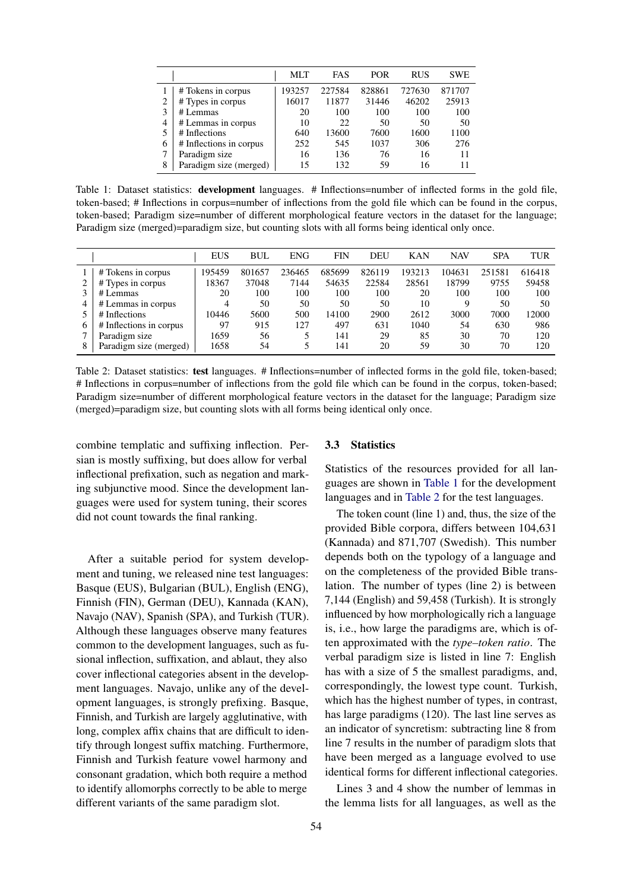|   |   | MLT | FAS | POR | RUS | SWE |
|---|---|---|---|---|---|---|
| 1 | # Tokens in corpus | 193257 | 227584 | 828861 | 727630 | 871707 |
| 2 | # Types in corpus | 16017 | 11877 | 31446 | 46202 | 25913 |
| 3 | # Lemmas | 20 | 100 | 100 | 100 | 100 |
| 4 | # Lemmas in corpus | 10 | 22 | 50 | 50 | 50 |
| 5 | # Inflections | 640 | 13600 | 7600 | 1600 | 1100 |
| 6 | # Inflections in corpus | 252 | 545 | 1037 | 306 | 276 |
| 7 | Paradigm size | 16 | 136 | 76 | 16 | 11 |
| 8 | Paradigm size (merged) | 15 | 132 | 59 | 16 | 11 |

Table 1: Dataset statistics: **development** languages. # Inflections=number of inflected forms in the gold file, token-based; # Inflections in corpus=number of inflections from the gold file which can be found in the corpus, token-based; Paradigm size=number of different morphological feature vectors in the dataset for the language; Paradigm size (merged)=paradigm size, but counting slots with all forms being identical only once.

|   |   | EUS | BUL | ENG | FIN | DEU | KAN | NAV | SPA | TUR |
|---|---|---|---|---|---|---|---|---|---|---|
| 1 | # Tokens in corpus | 195459 | 801657 | 236465 | 685699 | 826119 | 193213 | 104631 | 251581 | 616418 |
| 2 | # Types in corpus | 18367 | 37048 | 7144 | 54635 | 22584 | 28561 | 18799 | 9755 | 59458 |
| 3 | # Lemmas | 20 | 100 | 100 | 100 | 100 | 20 | 100 | 100 | 100 |
| 4 | # Lemmas in corpus | 4 | 50 | 50 | 50 | 50 | 10 | 9 | 50 | 50 |
| 5 | # Inflections | 10446 | 5600 | 500 | 14100 | 2900 | 2612 | 3000 | 7000 | 12000 |
| 6 | # Inflections in corpus | 97 | 915 | 127 | 497 | 631 | 1040 | 54 | 630 | 986 |
| 7 | Paradigm size | 1659 | 56 | 5 | 141 | 29 | 85 | 30 | 70 | 120 |
| 8 | Paradigm size (merged) | 1658 | 54 | 5 | 141 | 20 | 59 | 30 | 70 | 120 |

Table 2: Dataset statistics: **test** languages. # Inflections=number of inflected forms in the gold file, token-based; # Inflections in corpus=number of inflections from the gold file which can be found in the corpus, token-based; Paradigm size=number of different morphological feature vectors in the dataset for the language; Paradigm size (merged)=paradigm size, but counting slots with all forms being identical only once.

combine templatic and suffixing inflection. Persian is mostly suffixing, but does allow for verbal inflectional prefixation, such as negation and marking subjunctive mood. Since the development languages were used for system tuning, their scores did not count towards the final ranking.

After a suitable period for system development and tuning, we released nine test languages: Basque (EUS), Bulgarian (BUL), English (ENG), Finnish (FIN), German (DEU), Kannada (KAN), Navajo (NAV), Spanish (SPA), and Turkish (TUR). Although these languages observe many features common to the development languages, such as fusional inflection, suffixation, and ablaut, they also cover inflectional categories absent in the development languages. Navajo, unlike any of the development languages, is strongly prefixing. Basque, Finnish, and Turkish are largely agglutinative, with long, complex affix chains that are difficult to identify through longest suffix matching. Furthermore, Finnish and Turkish feature vowel harmony and consonant gradation, which both require a method to identify allomorphs correctly to be able to merge different variants of the same paradigm slot.

### 3.3 Statistics

Statistics of the resources provided for all languages are shown in Table 1 for the development languages and in Table 2 for the test languages.

The token count (line 1) and, thus, the size of the provided Bible corpora, differs between 104,631 (Kannada) and 871,707 (Swedish). This number depends both on the typology of a language and on the completeness of the provided Bible translation. The number of types (line 2) is between 7,144 (English) and 59,458 (Turkish). It is strongly influenced by how morphologically rich a language is, i.e., how large the paradigms are, which is often approximated with the *type–token ratio*. The verbal paradigm size is listed in line 7: English has with a size of 5 the smallest paradigms, and, correspondingly, the lowest type count. Turkish, which has the highest number of types, in contrast, has large paradigms (120). The last line serves as an indicator of syncretism: subtracting line 8 from line 7 results in the number of paradigm slots that have been merged as a language evolved to use identical forms for different inflectional categories.

Lines 3 and 4 show the number of lemmas in the lemma lists for all languages, as well as the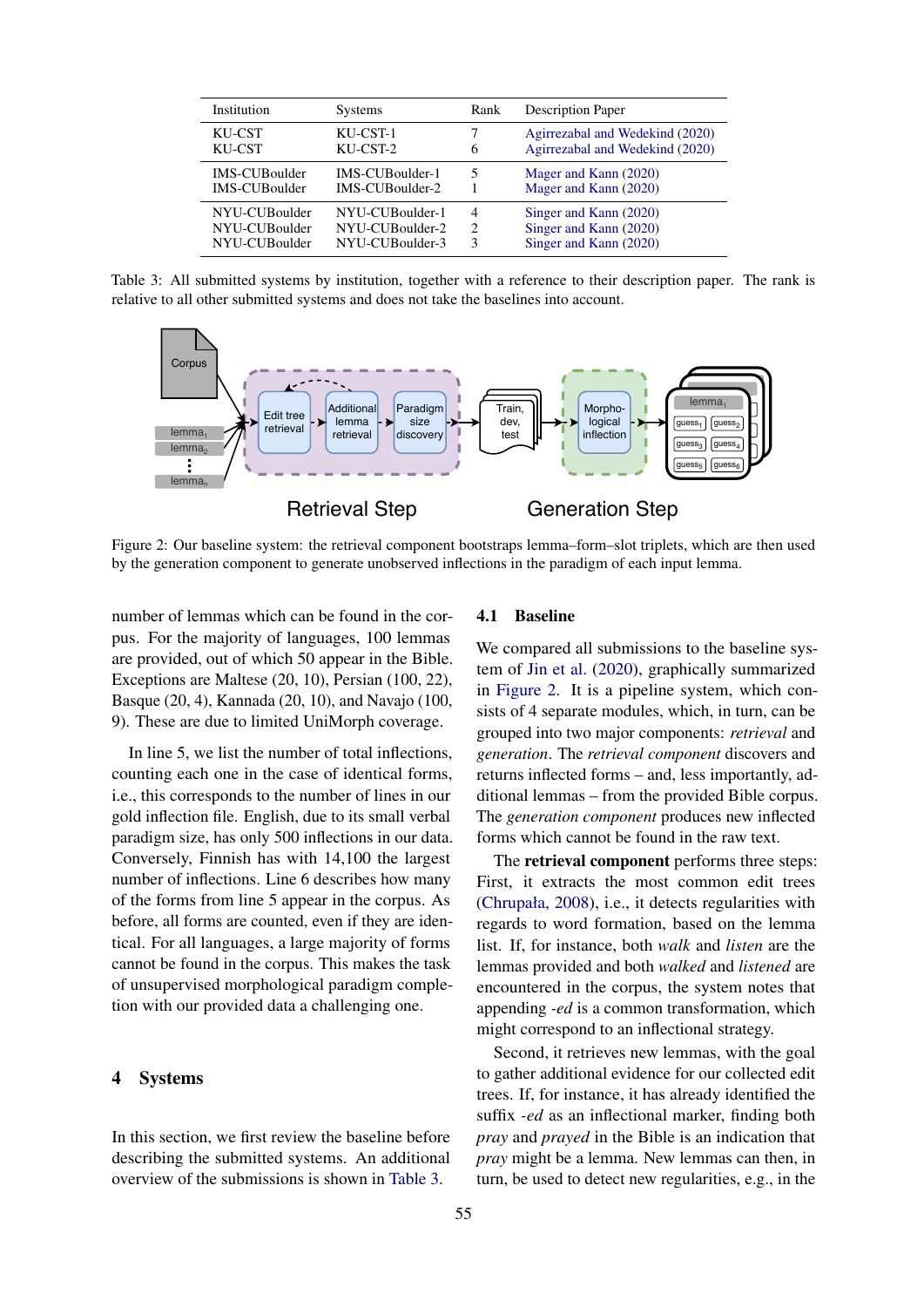| Institution | Systems | Rank | Description Paper |
|---|---|---|---|
| KU-CST | KU-CST-1 | 7 | Agirrezabal and Wedekind (2020) |
| KU-CST | KU-CST-2 | 6 | Agirrezabal and Wedekind (2020) |
| IMS-CUBoulder | IMS-CUBoulder-1 | 5 | Mager and Kann (2020) |
| IMS-CUBoulder | IMS-CUBoulder-2 | 1 | Mager and Kann (2020) |
| NYU-CUBoulder | NYU-CUBoulder-1 | 4 | Singer and Kann (2020) |
| NYU-CUBoulder | NYU-CUBoulder-2 | 2 | Singer and Kann (2020) |
| NYU-CUBoulder | NYU-CUBoulder-3 | 3 | Singer and Kann (2020) |

Table 3: All submitted systems by institution, together with a reference to their description paper. The rank is relative to all other submitted systems and does not take the baselines into account.

Figure 2: Our baseline system: the retrieval component bootstraps lemma–form–slot triplets, which are then used by the generation component to generate unobserved inflections in the paradigm of each input lemma.

number of lemmas which can be found in the corpus. For the majority of languages, 100 lemmas are provided, out of which 50 appear in the Bible. Exceptions are Maltese (20, 10), Persian (100, 22), Basque (20, 4), Kannada (20, 10), and Navajo (100, 9). These are due to limited UniMorph coverage.

In line 5, we list the number of total inflections, counting each one in the case of identical forms, i.e., this corresponds to the number of lines in our gold inflection file. English, due to its small verbal paradigm size, has only 500 inflections in our data. Conversely, Finnish has with 14,100 the largest number of inflections. Line 6 describes how many of the forms from line 5 appear in the corpus. As before, all forms are counted, even if they are identical. For all languages, a large majority of forms cannot be found in the corpus. This makes the task of unsupervised morphological paradigm completion with our provided data a challenging one.

## 4 Systems

In this section, we first review the baseline before describing the submitted systems. An additional overview of the submissions is shown in Table 3.

### 4.1 Baseline

We compared all submissions to the baseline system of Jin et al. (2020), graphically summarized in Figure 2. It is a pipeline system, which consists of 4 separate modules, which, in turn, can be grouped into two major components: *retrieval* and *generation*. The *retrieval component* discovers and returns inflected forms – and, less importantly, additional lemmas – from the provided Bible corpus. The *generation component* produces new inflected forms which cannot be found in the raw text.

The **retrieval component** performs three steps: First, it extracts the most common edit trees (Chrupała, 2008), i.e., it detects regularities with regards to word formation, based on the lemma list. If, for instance, both *walk* and *listen* are the lemmas provided and both *walked* and *listened* are encountered in the corpus, the system notes that appending *-ed* is a common transformation, which might correspond to an inflectional strategy.

Second, it retrieves new lemmas, with the goal to gather additional evidence for our collected edit trees. If, for instance, it has already identified the suffix *-ed* as an inflectional marker, finding both *pray* and *prayed* in the Bible is an indication that *pray* might be a lemma. New lemmas can then, in turn, be used to detect new regularities, e.g., in the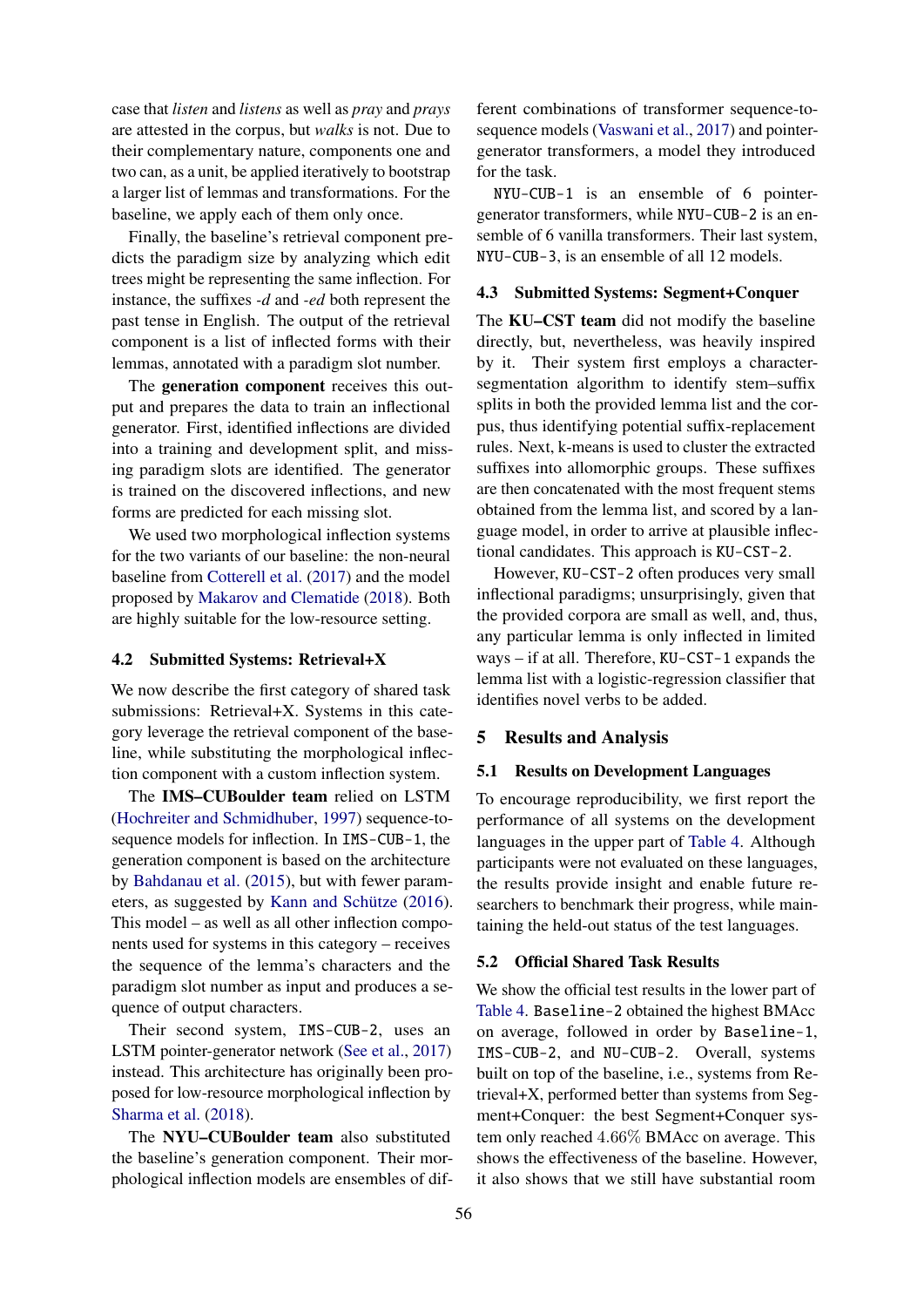case that *listen* and *listens* as well as *pray* and *prays* are attested in the corpus, but *walks* is not. Due to their complementary nature, components one and two can, as a unit, be applied iteratively to bootstrap a larger list of lemmas and transformations. For the baseline, we apply each of them only once.

Finally, the baseline's retrieval component predicts the paradigm size by analyzing which edit trees might be representing the same inflection. For instance, the suffixes *-d* and *-ed* both represent the past tense in English. The output of the retrieval component is a list of inflected forms with their lemmas, annotated with a paradigm slot number.

The **generation component** receives this output and prepares the data to train an inflectional generator. First, identified inflections are divided into a training and development split, and missing paradigm slots are identified. The generator is trained on the discovered inflections, and new forms are predicted for each missing slot.

We used two morphological inflection systems for the two variants of our baseline: the non-neural baseline from Cotterell et al. (2017) and the model proposed by Makarov and Clematide (2018). Both are highly suitable for the low-resource setting.

### 4.2 Submitted Systems: Retrieval+X

We now describe the first category of shared task submissions: Retrieval+X. Systems in this category leverage the retrieval component of the baseline, while substituting the morphological inflection component with a custom inflection system.

The **IMS–CUBoulder team** relied on LSTM (Hochreiter and Schmidhuber, 1997) sequence-to-sequence models for inflection. In `IMS-CUB-1`, the generation component is based on the architecture by Bahdanau et al. (2015), but with fewer parameters, as suggested by Kann and Schütze (2016). This model – as well as all other inflection components used for systems in this category – receives the sequence of the lemma's characters and the paradigm slot number as input and produces a sequence of output characters.

Their second system, `IMS-CUB-2`, uses an LSTM pointer-generator network (See et al., 2017) instead. This architecture has originally been proposed for low-resource morphological inflection by Sharma et al. (2018).

The **NYU–CUBoulder team** also substituted the baseline's generation component. Their morphological inflection models are ensembles of different combinations of transformer sequence-to-sequence models (Vaswani et al., 2017) and pointer-generator transformers, a model they introduced for the task.

`NYU-CUB-1` is an ensemble of 6 pointer-generator transformers, while `NYU-CUB-2` is an ensemble of 6 vanilla transformers. Their last system, `NYU-CUB-3`, is an ensemble of all 12 models.

### 4.3 Submitted Systems: Segment+Conquer

The **KU–CST team** did not modify the baseline directly, but, nevertheless, was heavily inspired by it. Their system first employs a character-segmentation algorithm to identify stem–suffix splits in both the provided lemma list and the corpus, thus identifying potential suffix-replacement rules. Next, k-means is used to cluster the extracted suffixes into allomorphic groups. These suffixes are then concatenated with the most frequent stems obtained from the lemma list, and scored by a language model, in order to arrive at plausible inflectional candidates. This approach is `KU-CST-2`.

However, `KU-CST-2` often produces very small inflectional paradigms; unsurprisingly, given that the provided corpora are small as well, and, thus, any particular lemma is only inflected in limited ways – if at all. Therefore, `KU-CST-1` expands the lemma list with a logistic-regression classifier that identifies novel verbs to be added.

## 5 Results and Analysis

### 5.1 Results on Development Languages

To encourage reproducibility, we first report the performance of all systems on the development languages in the upper part of Table 4. Although participants were not evaluated on these languages, the results provide insight and enable future researchers to benchmark their progress, while maintaining the held-out status of the test languages.

### 5.2 Official Shared Task Results

We show the official test results in the lower part of Table 4. `Baseline-2` obtained the highest BMAcc on average, followed in order by `Baseline-1`, `IMS-CUB-2`, and `NU-CUB-2`. Overall, systems built on top of the baseline, i.e., systems from Retrieval+X, performed better than systems from Segment+Conquer: the best Segment+Conquer system only reached 4.66% BMAcc on average. This shows the effectiveness of the baseline. However, it also shows that we still have substantial room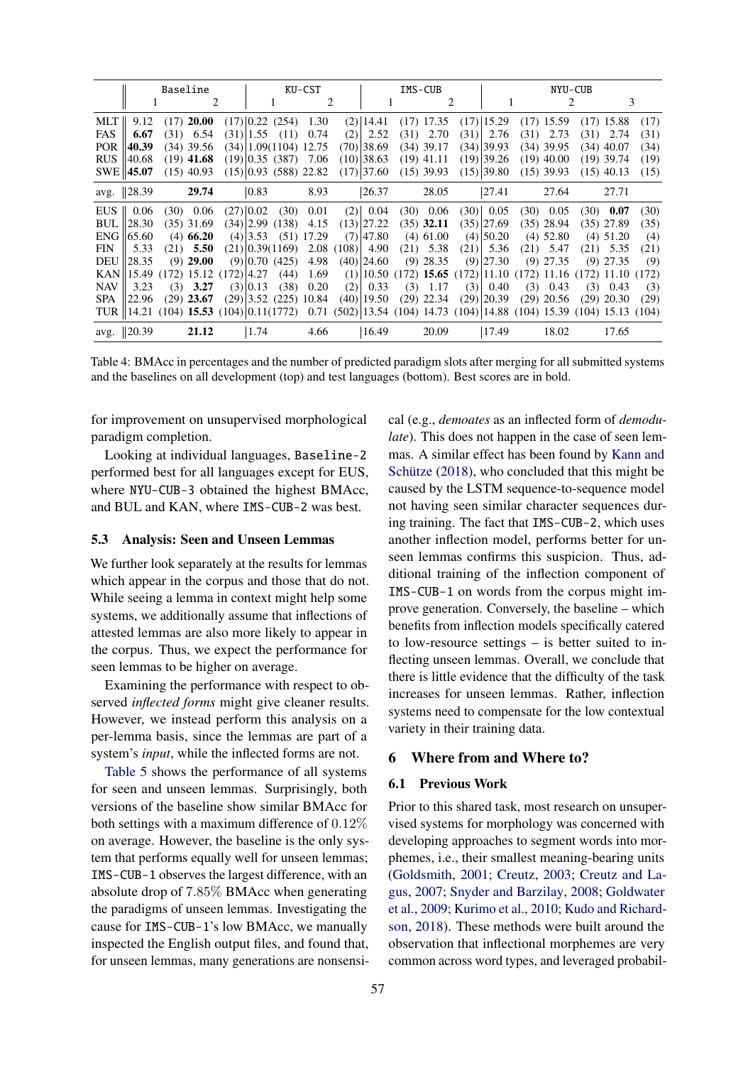| | Baseline | | | | KU-CST | | | | IMS-CUB | | | | NYU-CUB | | | | | |
|---|---|---|---|---|---|---|---|---|---|---|---|---|---|---|---|---|---|---|
| | 1 | | 2 | | 1 | | 2 | | 1 | | 2 | | 1 | | 2 | | 3 | |
| MLT | 9.12 | (17) | **20.00** | (17) | 0.22 | (254) | 1.30 | (2) | 14.41 | (17) | 17.35 | (17) | 15.29 | (17) | 15.59 | (17) | 15.88 | (17) |
| FAS | **6.67** | (31) | 6.54 | (31) | 1.55 | (11) | 0.74 | (2) | 2.52 | (31) | 2.70 | (31) | 2.76 | (31) | 2.73 | (31) | 2.74 | (31) |
| POR | **40.39** | (34) | 39.56 | (34) | 1.09 | (1104) | 12.75 | (70) | 38.69 | (34) | 39.17 | (34) | 39.93 | (34) | 39.95 | (34) | 40.07 | (34) |
| RUS | 40.68 | (19) | **41.68** | (19) | 0.35 | (387) | 7.06 | (10) | 38.63 | (19) | 41.11 | (19) | 39.26 | (19) | 40.00 | (19) | 39.74 | (19) |
| SWE | **45.07** | (15) | 40.93 | (15) | 0.93 | (588) | 22.82 | (17) | 37.60 | (15) | 39.93 | (15) | 39.80 | (15) | 39.93 | (15) | 40.13 | (15) |
| avg. | 28.39 | | **29.74** | | 0.83 | | 8.93 | | 26.37 | | 28.05 | | 27.41 | | 27.64 | | 27.71 | |
| EUS | 0.06 | (30) | 0.06 | (27) | 0.02 | (30) | 0.01 | (2) | 0.04 | (30) | 0.06 | (30) | 0.05 | (30) | 0.05 | (30) | **0.07** | (30) |
| BUL | 28.30 | (35) | 31.69 | (34) | 2.99 | (138) | 4.15 | (13) | 27.22 | (35) | **32.11** | (35) | 27.69 | (35) | 28.94 | (35) | 27.89 | (35) |
| ENG | 65.60 | (4) | **66.20** | (4) | 3.53 | (51) | 17.29 | (7) | 47.80 | (4) | 61.00 | (4) | 50.20 | (4) | 52.80 | (4) | 51.20 | (4) |
| FIN | 5.33 | (21) | **5.50** | (21) | 0.39 | (1169) | 2.08 | (108) | 4.90 | (21) | 5.38 | (21) | 5.36 | (21) | 5.47 | (21) | 5.35 | (21) |
| DEU | 28.35 | (9) | **29.00** | (9) | 0.70 | (425) | 4.98 | (40) | 24.60 | (9) | 28.35 | (9) | 27.30 | (9) | 27.35 | (9) | 27.35 | (9) |
| KAN | 15.49 | (172) | 15.12 | (172) | 4.27 | (44) | 1.69 | (1) | 10.50 | (172) | **15.65** | (172) | 11.10 | (172) | 11.16 | (172) | 11.10 | (172) |
| NAV | 3.23 | (3) | **3.27** | (3) | 0.13 | (138) | 0.20 | (2) | 0.33 | (3) | 1.17 | (3) | 0.40 | (3) | 0.43 | (3) | 0.43 | (3) |
| SPA | 22.96 | (29) | **23.67** | (29) | 3.52 | (225) | 10.84 | (40) | 19.50 | (29) | 22.34 | (29) | 20.39 | (29) | 20.56 | (29) | 20.30 | (29) |
| TUR | 14.21 | (104) | **15.53** | (104) | 0.11 | (1772) | 0.71 | (502) | 13.54 | (104) | 14.73 | (104) | 14.88 | (104) | 15.39 | (104) | 15.13 | (104) |
| avg. | 20.39 | | **21.12** | | 1.74 | | 4.66 | | 16.49 | | 20.09 | | 17.49 | | 18.02 | | 17.65 | |

Table 4: BMAcc in percentages and the number of predicted paradigm slots after merging for all submitted systems and the baselines on all development (top) and test languages (bottom). Best scores are in bold.

for improvement on unsupervised morphological paradigm completion.

Looking at individual languages, Baseline-2 performed best for all languages except for EUS, where NYU-CUB-3 obtained the highest BMAcc, and BUL and KAN, where IMS-CUB-2 was best.

### 5.3 Analysis: Seen and Unseen Lemmas

We further look separately at the results for lemmas which appear in the corpus and those that do not. While seeing a lemma in context might help some systems, we additionally assume that inflections of attested lemmas are also more likely to appear in the corpus. Thus, we expect the performance for seen lemmas to be higher on average.

Examining the performance with respect to observed *inflected forms* might give cleaner results. However, we instead perform this analysis on a per-lemma basis, since the lemmas are part of a system's *input*, while the inflected forms are not.

Table 5 shows the performance of all systems for seen and unseen lemmas. Surprisingly, both versions of the baseline show similar BMAcc for both settings with a maximum difference of 0.12% on average. However, the baseline is the only system that performs equally well for unseen lemmas; IMS-CUB-1 observes the largest difference, with an absolute drop of 7.85% BMAcc when generating the paradigms of unseen lemmas. Investigating the cause for IMS-CUB-1's low BMAcc, we manually inspected the English output files, and found that, for unseen lemmas, many generations are nonsensical (e.g., *demoates* as an inflected form of *demodulate*). This does not happen in the case of seen lemmas. A similar effect has been found by Kann and Schütze (2018), who concluded that this might be caused by the LSTM sequence-to-sequence model not having seen similar character sequences during training. The fact that IMS-CUB-2, which uses another inflection model, performs better for unseen lemmas confirms this suspicion. Thus, additional training of the inflection component of IMS-CUB-1 on words from the corpus might improve generation. Conversely, the baseline – which benefits from inflection models specifically catered to low-resource settings – is better suited to inflecting unseen lemmas. Overall, we conclude that there is little evidence that the difficulty of the task increases for unseen lemmas. Rather, inflection systems need to compensate for the low contextual variety in their training data.

## 6 Where from and Where to?

### 6.1 Previous Work

Prior to this shared task, most research on unsupervised systems for morphology was concerned with developing approaches to segment words into morphemes, i.e., their smallest meaning-bearing units (Goldsmith, 2001; Creutz, 2003; Creutz and Lagus, 2007; Snyder and Barzilay, 2008; Goldwater et al., 2009; Kurimo et al., 2010; Kudo and Richardson, 2018). These methods were built around the observation that inflectional morphemes are very common across word types, and leveraged probabil-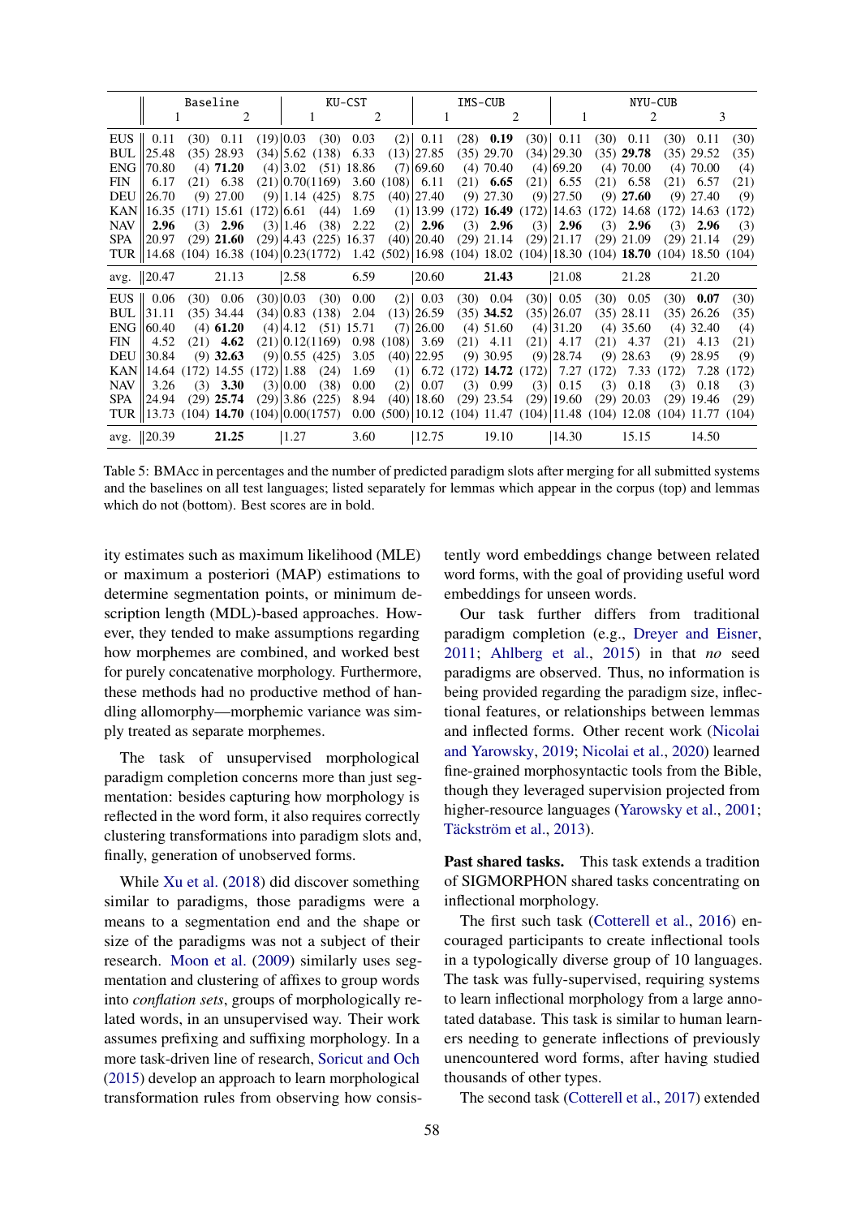| | Baseline | | | | KU-CST | | | | IMS-CUB | | | | NYU-CUB | | | | | |
|---|---|---|---|---|---|---|---|---|---|---|---|---|---|---|---|---|---|---|
| | 1 | | 2 | | 1 | | 2 | | 1 | | 2 | | 1 | | 2 | | 3 | |
| EUS | 0.11 | (30) | 0.11 | (19) | 0.03 | (30) | 0.03 | (2) | 0.11 | (28) | **0.19** | (30) | 0.11 | (30) | 0.11 | (30) | 0.11 | (30) |
| BUL | 25.48 | (35) | 28.93 | (34) | 5.62 | (138) | 6.33 | (13) | 27.85 | (35) | 29.70 | (34) | 29.30 | (35) | **29.78** | (35) | 29.52 | (35) |
| ENG | 70.80 | (4) | **71.20** | (4) | 3.02 | (51) | 18.86 | (7) | 69.60 | (4) | 70.40 | (4) | 69.20 | (4) | 70.00 | (4) | 70.00 | (4) |
| FIN | 6.17 | (21) | 6.38 | (21) | 0.70 | (1169) | 3.60 | (108) | 6.11 | (21) | **6.65** | (21) | 6.55 | (21) | 6.58 | (21) | 6.57 | (21) |
| DEU | 26.70 | (9) | 27.00 | (9) | 1.14 | (425) | 8.75 | (40) | 27.40 | (9) | 27.30 | (9) | 27.50 | (9) | **27.60** | (9) | 27.40 | (9) |
| KAN | 16.35 | (171) | 15.61 | (172) | 6.61 | (44) | 1.69 | (1) | 13.99 | (172) | **16.49** | (172) | 14.63 | (172) | 14.68 | (172) | 14.63 | (172) |
| NAV | **2.96** | (3) | **2.96** | (3) | 1.46 | (38) | 2.22 | (2) | **2.96** | (3) | **2.96** | (3) | **2.96** | (3) | **2.96** | (3) | **2.96** | (3) |
| SPA | 20.97 | (29) | **21.60** | (29) | 4.43 | (225) | 16.37 | (40) | 20.40 | (29) | 21.14 | (29) | 21.17 | (29) | 21.09 | (29) | 21.14 | (29) |
| TUR | 14.68 | (104) | 16.38 | (104) | 0.23 | (1772) | 1.42 | (502) | 16.98 | (104) | 18.02 | (104) | 18.30 | (104) | **18.70** | (104) | 18.50 | (104) |
| avg. | 20.47 | | 21.13 | | 2.58 | | 6.59 | | 20.60 | | **21.43** | | 21.08 | | 21.28 | | 21.20 | |
| EUS | 0.06 | (30) | 0.06 | (30) | 0.03 | (30) | 0.00 | (2) | 0.03 | (30) | 0.04 | (30) | 0.05 | (30) | 0.05 | (30) | **0.07** | (30) |
| BUL | 31.11 | (35) | 34.44 | (34) | 0.83 | (138) | 2.04 | (13) | 26.59 | (35) | **34.52** | (35) | 26.07 | (35) | 28.11 | (35) | 26.26 | (35) |
| ENG | 60.40 | (4) | **61.20** | (4) | 4.12 | (51) | 15.71 | (7) | 26.00 | (4) | 51.60 | (4) | 31.20 | (4) | 35.60 | (4) | 32.40 | (4) |
| FIN | 4.52 | (21) | **4.62** | (21) | 0.12 | (1169) | 0.98 | (108) | 3.69 | (21) | 4.11 | (21) | 4.17 | (21) | 4.37 | (21) | 4.13 | (21) |
| DEU | 30.84 | (9) | **32.63** | (9) | 0.55 | (425) | 3.05 | (40) | 22.95 | (9) | 30.95 | (9) | 28.74 | (9) | 28.63 | (9) | 28.95 | (9) |
| KAN | 14.64 | (172) | 14.55 | (172) | 1.88 | (24) | 1.69 | (1) | 6.72 | (172) | **14.72** | (172) | 7.27 | (172) | 7.33 | (172) | 7.28 | (172) |
| NAV | 3.26 | (3) | **3.30** | (3) | 0.00 | (38) | 0.00 | (2) | 0.07 | (3) | 0.99 | (3) | 0.15 | (3) | 0.18 | (3) | 0.18 | (3) |
| SPA | 24.94 | (29) | **25.74** | (29) | 3.86 | (225) | 8.94 | (40) | 18.60 | (29) | 23.54 | (29) | 19.60 | (29) | 20.03 | (29) | 19.46 | (29) |
| TUR | 13.73 | (104) | **14.70** | (104) | 0.00 | (1757) | 0.00 | (500) | 10.12 | (104) | 11.47 | (104) | 11.48 | (104) | 12.08 | (104) | 11.77 | (104) |
| avg. | 20.39 | | **21.25** | | 1.27 | | 3.60 | | 12.75 | | 19.10 | | 14.30 | | 15.15 | | 14.50 | |

Table 5: BMAcc in percentages and the number of predicted paradigm slots after merging for all submitted systems and the baselines on all test languages; listed separately for lemmas which appear in the corpus (top) and lemmas which do not (bottom). Best scores are in bold.

ity estimates such as maximum likelihood (MLE) or maximum a posteriori (MAP) estimations to determine segmentation points, or minimum description length (MDL)-based approaches. However, they tended to make assumptions regarding how morphemes are combined, and worked best for purely concatenative morphology. Furthermore, these methods had no productive method of handling allomorphy—morphemic variance was simply treated as separate morphemes.

The task of unsupervised morphological paradigm completion concerns more than just segmentation: besides capturing how morphology is reflected in the word form, it also requires correctly clustering transformations into paradigm slots and, finally, generation of unobserved forms.

While Xu et al. (2018) did discover something similar to paradigms, those paradigms were a means to a segmentation end and the shape or size of the paradigms was not a subject of their research. Moon et al. (2009) similarly uses segmentation and clustering of affixes to group words into *conflation sets*, groups of morphologically related words, in an unsupervised way. Their work assumes prefixing and suffixing morphology. In a more task-driven line of research, Soricut and Och (2015) develop an approach to learn morphological transformation rules from observing how consistently word embeddings change between related word forms, with the goal of providing useful word embeddings for unseen words.

Our task further differs from traditional paradigm completion (e.g., Dreyer and Eisner, 2011; Ahlberg et al., 2015) in that *no* seed paradigms are observed. Thus, no information is being provided regarding the paradigm size, inflectional features, or relationships between lemmas and inflected forms. Other recent work (Nicolai and Yarowsky, 2019; Nicolai et al., 2020) learned fine-grained morphosyntactic tools from the Bible, though they leveraged supervision projected from higher-resource languages (Yarowsky et al., 2001; Täckström et al., 2013).

**Past shared tasks.** This task extends a tradition of SIGMORPHON shared tasks concentrating on inflectional morphology.

The first such task (Cotterell et al., 2016) encouraged participants to create inflectional tools in a typologically diverse group of 10 languages. The task was fully-supervised, requiring systems to learn inflectional morphology from a large annotated database. This task is similar to human learners needing to generate inflections of previously unencountered word forms, after having studied thousands of other types.

The second task (Cotterell et al., 2017) extended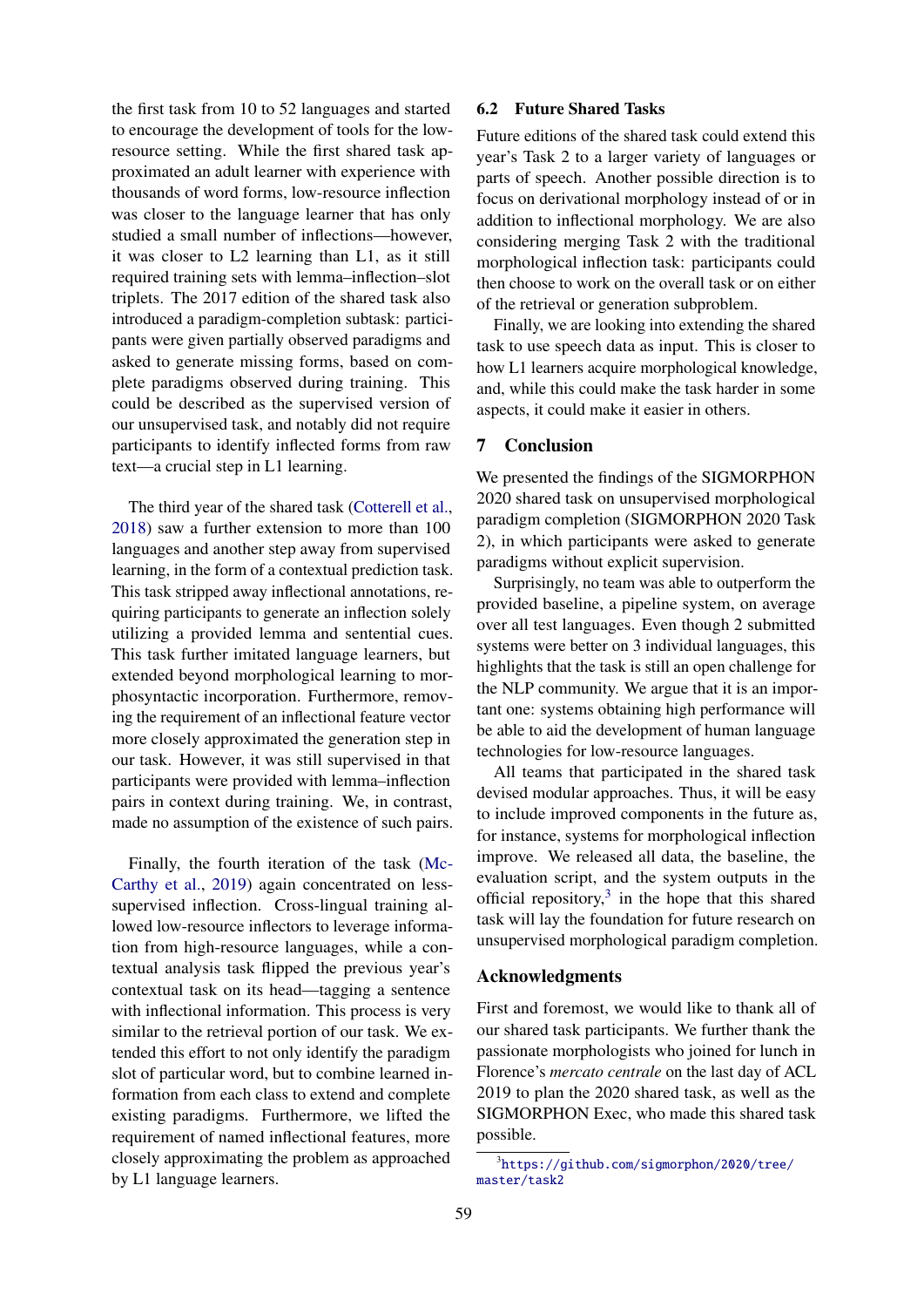the first task from 10 to 52 languages and started to encourage the development of tools for the low-resource setting. While the first shared task approximated an adult learner with experience with thousands of word forms, low-resource inflection was closer to the language learner that has only studied a small number of inflections—however, it was closer to L2 learning than L1, as it still required training sets with lemma–inflection–slot triplets. The 2017 edition of the shared task also introduced a paradigm-completion subtask: participants were given partially observed paradigms and asked to generate missing forms, based on complete paradigms observed during training. This could be described as the supervised version of our unsupervised task, and notably did not require participants to identify inflected forms from raw text—a crucial step in L1 learning.

The third year of the shared task (Cotterell et al., 2018) saw a further extension to more than 100 languages and another step away from supervised learning, in the form of a contextual prediction task. This task stripped away inflectional annotations, requiring participants to generate an inflection solely utilizing a provided lemma and sentential cues. This task further imitated language learners, but extended beyond morphological learning to morphosyntactic incorporation. Furthermore, removing the requirement of an inflectional feature vector more closely approximated the generation step in our task. However, it was still supervised in that participants were provided with lemma–inflection pairs in context during training. We, in contrast, made no assumption of the existence of such pairs.

Finally, the fourth iteration of the task (McCarthy et al., 2019) again concentrated on less-supervised inflection. Cross-lingual training allowed low-resource inflectors to leverage information from high-resource languages, while a contextual analysis task flipped the previous year's contextual task on its head—tagging a sentence with inflectional information. This process is very similar to the retrieval portion of our task. We extended this effort to not only identify the paradigm slot of particular word, but to combine learned information from each class to extend and complete existing paradigms. Furthermore, we lifted the requirement of named inflectional features, more closely approximating the problem as approached by L1 language learners.

### 6.2 Future Shared Tasks

Future editions of the shared task could extend this year's Task 2 to a larger variety of languages or parts of speech. Another possible direction is to focus on derivational morphology instead of or in addition to inflectional morphology. We are also considering merging Task 2 with the traditional morphological inflection task: participants could then choose to work on the overall task or on either of the retrieval or generation subproblem.

Finally, we are looking into extending the shared task to use speech data as input. This is closer to how L1 learners acquire morphological knowledge, and, while this could make the task harder in some aspects, it could make it easier in others.

## 7 Conclusion

We presented the findings of the SIGMORPHON 2020 shared task on unsupervised morphological paradigm completion (SIGMORPHON 2020 Task 2), in which participants were asked to generate paradigms without explicit supervision.

Surprisingly, no team was able to outperform the provided baseline, a pipeline system, on average over all test languages. Even though 2 submitted systems were better on 3 individual languages, this highlights that the task is still an open challenge for the NLP community. We argue that it is an important one: systems obtaining high performance will be able to aid the development of human language technologies for low-resource languages.

All teams that participated in the shared task devised modular approaches. Thus, it will be easy to include improved components in the future as, for instance, systems for morphological inflection improve. We released all data, the baseline, the evaluation script, and the system outputs in the official repository,[3] in the hope that this shared task will lay the foundation for future research on unsupervised morphological paradigm completion.

## Acknowledgments

First and foremost, we would like to thank all of our shared task participants. We further thank the passionate morphologists who joined for lunch in Florence's *mercato centrale* on the last day of ACL 2019 to plan the 2020 shared task, as well as the SIGMORPHON Exec, who made this shared task possible.

[3] https://github.com/sigmorphon/2020/tree/master/task2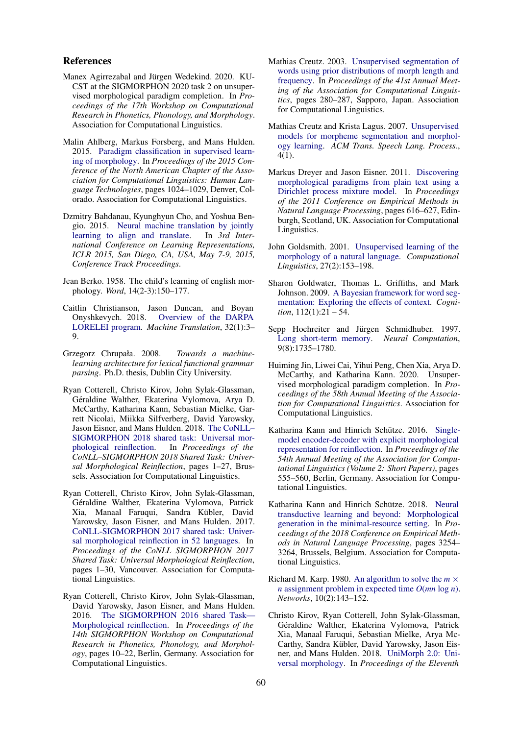## References

Manex Agirrezabal and Jürgen Wedekind. 2020. KU-CST at the SIGMORPHON 2020 task 2 on unsupervised morphological paradigm completion. In *Proceedings of the 17th Workshop on Computational Research in Phonetics, Phonology, and Morphology*. Association for Computational Linguistics.

Malin Ahlberg, Markus Forsberg, and Mans Hulden. 2015. Paradigm classification in supervised learning of morphology. In *Proceedings of the 2015 Conference of the North American Chapter of the Association for Computational Linguistics: Human Language Technologies*, pages 1024–1029, Denver, Colorado. Association for Computational Linguistics.

Dzmitry Bahdanau, Kyunghyun Cho, and Yoshua Bengio. 2015. Neural machine translation by jointly learning to align and translate. In *3rd International Conference on Learning Representations, ICLR 2015, San Diego, CA, USA, May 7-9, 2015, Conference Track Proceedings*.

Jean Berko. 1958. The child's learning of english morphology. *Word*, 14(2-3):150–177.

Caitlin Christianson, Jason Duncan, and Boyan Onyshkevych. 2018. Overview of the DARPA LORELEI program. *Machine Translation*, 32(1):3–9.

Grzegorz Chrupała. 2008. *Towards a machine-learning architecture for lexical functional grammar parsing*. Ph.D. thesis, Dublin City University.

Ryan Cotterell, Christo Kirov, John Sylak-Glassman, Géraldine Walther, Ekaterina Vylomova, Arya D. McCarthy, Katharina Kann, Sebastian Mielke, Garrett Nicolai, Miikka Silfverberg, David Yarowsky, Jason Eisner, and Mans Hulden. 2018. The CoNLL–SIGMORPHON 2018 shared task: Universal morphological reinflection. In *Proceedings of the CoNLL–SIGMORPHON 2018 Shared Task: Universal Morphological Reinflection*, pages 1–27, Brussels. Association for Computational Linguistics.

Ryan Cotterell, Christo Kirov, John Sylak-Glassman, Géraldine Walther, Ekaterina Vylomova, Patrick Xia, Manaal Faruqui, Sandra Kübler, David Yarowsky, Jason Eisner, and Mans Hulden. 2017. CoNLL-SIGMORPHON 2017 shared task: Universal morphological reinflection in 52 languages. In *Proceedings of the CoNLL SIGMORPHON 2017 Shared Task: Universal Morphological Reinflection*, pages 1–30, Vancouver. Association for Computational Linguistics.

Ryan Cotterell, Christo Kirov, John Sylak-Glassman, David Yarowsky, Jason Eisner, and Mans Hulden. 2016. The SIGMORPHON 2016 shared Task—Morphological reinflection. In *Proceedings of the 14th SIGMORPHON Workshop on Computational Research in Phonetics, Phonology, and Morphology*, pages 10–22, Berlin, Germany. Association for Computational Linguistics.

Mathias Creutz. 2003. Unsupervised segmentation of words using prior distributions of morph length and frequency. In *Proceedings of the 41st Annual Meeting of the Association for Computational Linguistics*, pages 280–287, Sapporo, Japan. Association for Computational Linguistics.

Mathias Creutz and Krista Lagus. 2007. Unsupervised models for morpheme segmentation and morphology learning. *ACM Trans. Speech Lang. Process.*, 4(1).

Markus Dreyer and Jason Eisner. 2011. Discovering morphological paradigms from plain text using a Dirichlet process mixture model. In *Proceedings of the 2011 Conference on Empirical Methods in Natural Language Processing*, pages 616–627, Edinburgh, Scotland, UK. Association for Computational Linguistics.

John Goldsmith. 2001. Unsupervised learning of the morphology of a natural language. *Computational Linguistics*, 27(2):153–198.

Sharon Goldwater, Thomas L. Griffiths, and Mark Johnson. 2009. A Bayesian framework for word segmentation: Exploring the effects of context. *Cognition*, 112(1):21 – 54.

Sepp Hochreiter and Jürgen Schmidhuber. 1997. Long short-term memory. *Neural Computation*, 9(8):1735–1780.

Huiming Jin, Liwei Cai, Yihui Peng, Chen Xia, Arya D. McCarthy, and Katharina Kann. 2020. Unsupervised morphological paradigm completion. In *Proceedings of the 58th Annual Meeting of the Association for Computational Linguistics*. Association for Computational Linguistics.

Katharina Kann and Hinrich Schütze. 2016. Single-model encoder-decoder with explicit morphological representation for reinflection. In *Proceedings of the 54th Annual Meeting of the Association for Computational Linguistics (Volume 2: Short Papers)*, pages 555–560, Berlin, Germany. Association for Computational Linguistics.

Katharina Kann and Hinrich Schütze. 2018. Neural transductive learning and beyond: Morphological generation in the minimal-resource setting. In *Proceedings of the 2018 Conference on Empirical Methods in Natural Language Processing*, pages 3254–3264, Brussels, Belgium. Association for Computational Linguistics.

Richard M. Karp. 1980. An algorithm to solve the $m \times n$ assignment problem in expected time $O(mn \log n)$. *Networks*, 10(2):143–152.

Christo Kirov, Ryan Cotterell, John Sylak-Glassman, Géraldine Walther, Ekaterina Vylomova, Patrick Xia, Manaal Faruqui, Sebastian Mielke, Arya McCarthy, Sandra Kübler, David Yarowsky, Jason Eisner, and Mans Hulden. 2018. UniMorph 2.0: Universal morphology. In *Proceedings of the Eleventh*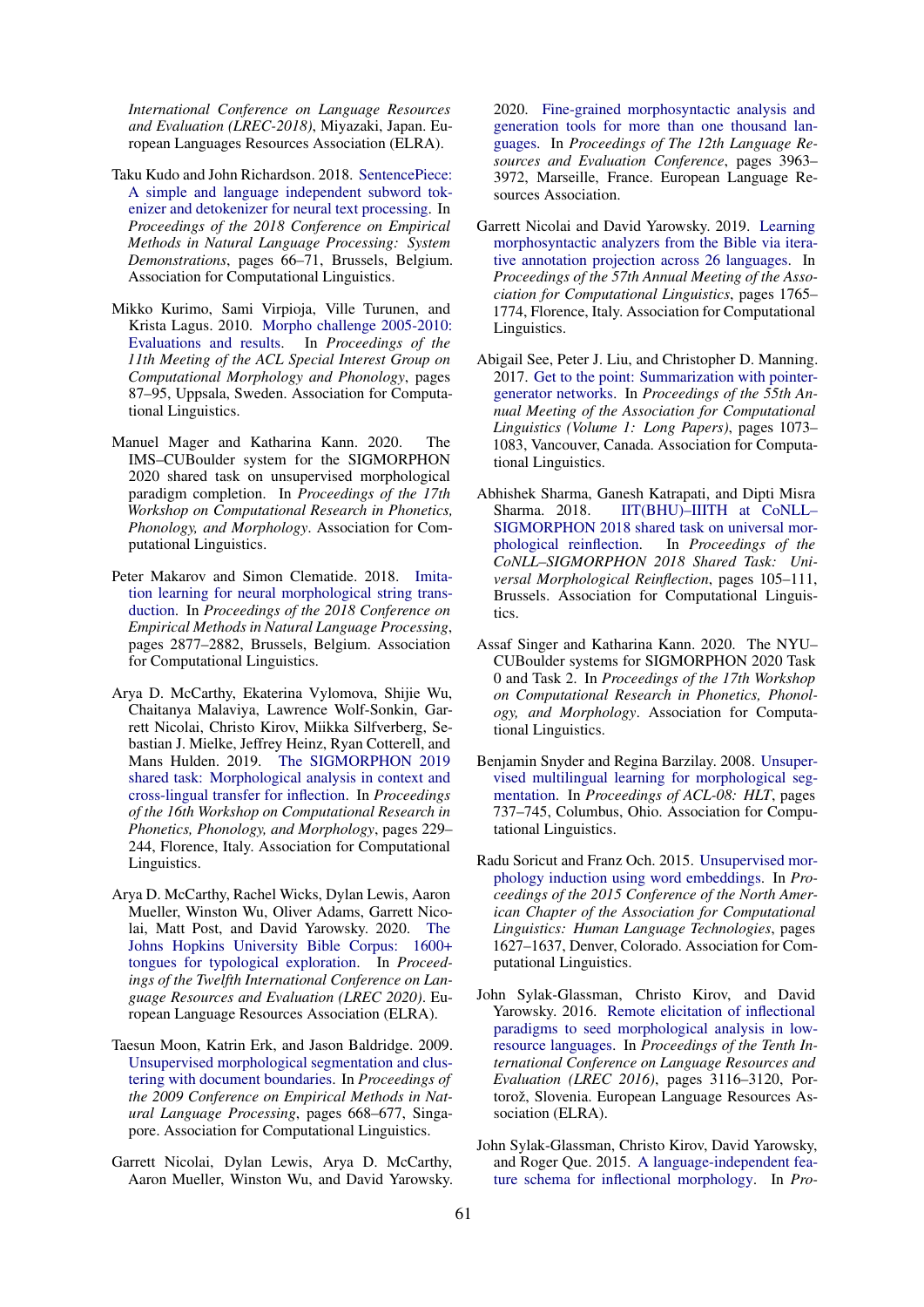International Conference on Language Resources and Evaluation (LREC-2018)*, Miyazaki, Japan. European Languages Resources Association (ELRA).

Taku Kudo and John Richardson. 2018. SentencePiece: A simple and language independent subword tokenizer and detokenizer for neural text processing. In *Proceedings of the 2018 Conference on Empirical Methods in Natural Language Processing: System Demonstrations*, pages 66–71, Brussels, Belgium. Association for Computational Linguistics.

Mikko Kurimo, Sami Virpioja, Ville Turunen, and Krista Lagus. 2010. Morpho challenge 2005-2010: Evaluations and results. In *Proceedings of the 11th Meeting of the ACL Special Interest Group on Computational Morphology and Phonology*, pages 87–95, Uppsala, Sweden. Association for Computational Linguistics.

Manuel Mager and Katharina Kann. 2020. The IMS–CUBoulder system for the SIGMORPHON 2020 shared task on unsupervised morphological paradigm completion. In *Proceedings of the 17th Workshop on Computational Research in Phonetics, Phonology, and Morphology*. Association for Computational Linguistics.

Peter Makarov and Simon Clematide. 2018. Imitation learning for neural morphological string transduction. In *Proceedings of the 2018 Conference on Empirical Methods in Natural Language Processing*, pages 2877–2882, Brussels, Belgium. Association for Computational Linguistics.

Arya D. McCarthy, Ekaterina Vylomova, Shijie Wu, Chaitanya Malaviya, Lawrence Wolf-Sonkin, Garrett Nicolai, Christo Kirov, Miikka Silfverberg, Sebastian J. Mielke, Jeffrey Heinz, Ryan Cotterell, and Mans Hulden. 2019. The SIGMORPHON 2019 shared task: Morphological analysis in context and cross-lingual transfer for inflection. In *Proceedings of the 16th Workshop on Computational Research in Phonetics, Phonology, and Morphology*, pages 229–244, Florence, Italy. Association for Computational Linguistics.

Arya D. McCarthy, Rachel Wicks, Dylan Lewis, Aaron Mueller, Winston Wu, Oliver Adams, Garrett Nicolai, Matt Post, and David Yarowsky. 2020. The Johns Hopkins University Bible Corpus: 1600+ tongues for typological exploration. In *Proceedings of the Twelfth International Conference on Language Resources and Evaluation (LREC 2020)*. European Language Resources Association (ELRA).

Taesun Moon, Katrin Erk, and Jason Baldridge. 2009. Unsupervised morphological segmentation and clustering with document boundaries. In *Proceedings of the 2009 Conference on Empirical Methods in Natural Language Processing*, pages 668–677, Singapore. Association for Computational Linguistics.

Garrett Nicolai, Dylan Lewis, Arya D. McCarthy, Aaron Mueller, Winston Wu, and David Yarowsky. 2020. Fine-grained morphosyntactic analysis and generation tools for more than one thousand languages. In *Proceedings of The 12th Language Resources and Evaluation Conference*, pages 3963–3972, Marseille, France. European Language Resources Association.

Garrett Nicolai and David Yarowsky. 2019. Learning morphosyntactic analyzers from the Bible via iterative annotation projection across 26 languages. In *Proceedings of the 57th Annual Meeting of the Association for Computational Linguistics*, pages 1765–1774, Florence, Italy. Association for Computational Linguistics.

Abigail See, Peter J. Liu, and Christopher D. Manning. 2017. Get to the point: Summarization with pointer-generator networks. In *Proceedings of the 55th Annual Meeting of the Association for Computational Linguistics (Volume 1: Long Papers)*, pages 1073–1083, Vancouver, Canada. Association for Computational Linguistics.

Abhishek Sharma, Ganesh Katrapati, and Dipti Misra Sharma. 2018. IIT(BHU)–IIITH at CoNLL–SIGMORPHON 2018 shared task on universal morphological reinflection. In *Proceedings of the CoNLL–SIGMORPHON 2018 Shared Task: Universal Morphological Reinflection*, pages 105–111, Brussels. Association for Computational Linguistics.

Assaf Singer and Katharina Kann. 2020. The NYU–CUBoulder systems for SIGMORPHON 2020 Task 0 and Task 2. In *Proceedings of the 17th Workshop on Computational Research in Phonetics, Phonology, and Morphology*. Association for Computational Linguistics.

Benjamin Snyder and Regina Barzilay. 2008. Unsupervised multilingual learning for morphological segmentation. In *Proceedings of ACL-08: HLT*, pages 737–745, Columbus, Ohio. Association for Computational Linguistics.

Radu Soricut and Franz Och. 2015. Unsupervised morphology induction using word embeddings. In *Proceedings of the 2015 Conference of the North American Chapter of the Association for Computational Linguistics: Human Language Technologies*, pages 1627–1637, Denver, Colorado. Association for Computational Linguistics.

John Sylak-Glassman, Christo Kirov, and David Yarowsky. 2016. Remote elicitation of inflectional paradigms to seed morphological analysis in low-resource languages. In *Proceedings of the Tenth International Conference on Language Resources and Evaluation (LREC 2016)*, pages 3116–3120, Portorož, Slovenia. European Language Resources Association (ELRA).

John Sylak-Glassman, Christo Kirov, David Yarowsky, and Roger Que. 2015. A language-independent feature schema for inflectional morphology. In *Pro-*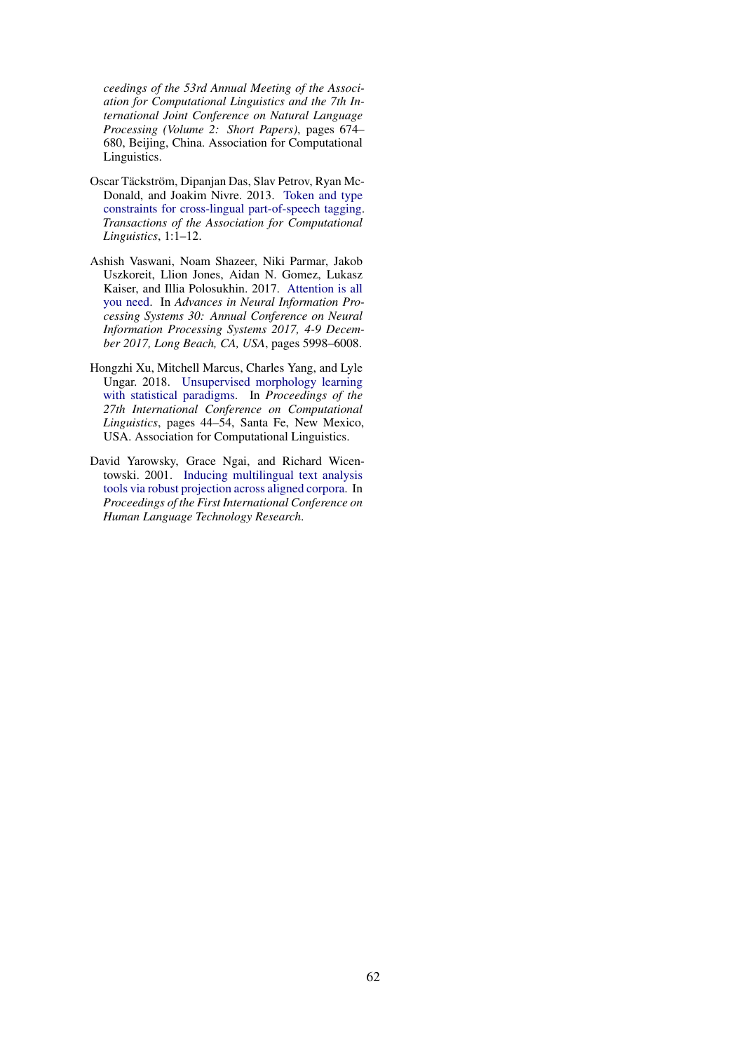ceedings of the 53rd Annual Meeting of the Association for Computational Linguistics and the 7th International Joint Conference on Natural Language Processing (Volume 2: Short Papers)*, pages 674–680, Beijing, China. Association for Computational Linguistics.

Oscar Täckström, Dipanjan Das, Slav Petrov, Ryan McDonald, and Joakim Nivre. 2013. Token and type constraints for cross-lingual part-of-speech tagging. *Transactions of the Association for Computational Linguistics*, 1:1–12.

Ashish Vaswani, Noam Shazeer, Niki Parmar, Jakob Uszkoreit, Llion Jones, Aidan N. Gomez, Lukasz Kaiser, and Illia Polosukhin. 2017. Attention is all you need. In *Advances in Neural Information Processing Systems 30: Annual Conference on Neural Information Processing Systems 2017, 4-9 December 2017, Long Beach, CA, USA*, pages 5998–6008.

Hongzhi Xu, Mitchell Marcus, Charles Yang, and Lyle Ungar. 2018. Unsupervised morphology learning with statistical paradigms. In *Proceedings of the 27th International Conference on Computational Linguistics*, pages 44–54, Santa Fe, New Mexico, USA. Association for Computational Linguistics.

David Yarowsky, Grace Ngai, and Richard Wicentowski. 2001. Inducing multilingual text analysis tools via robust projection across aligned corpora. In *Proceedings of the First International Conference on Human Language Technology Research*.